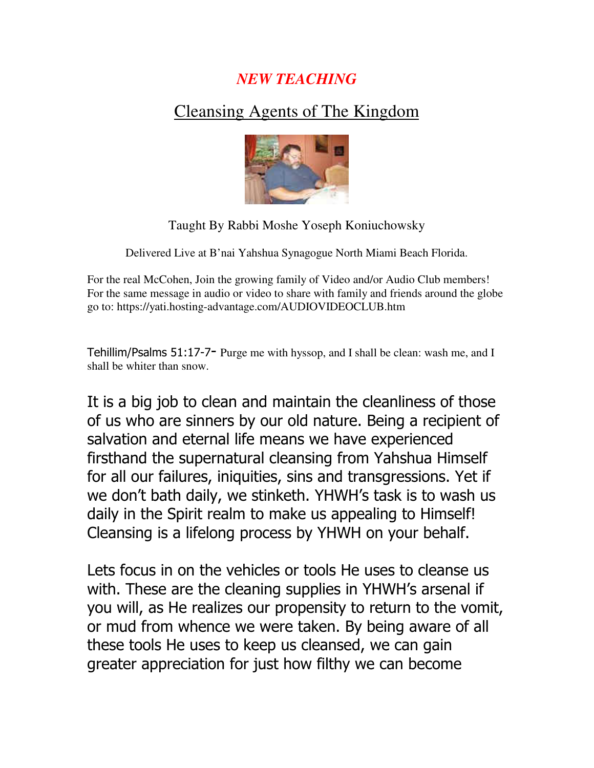## *NEW TEACHING*

# Cleansing Agents of The Kingdom

Taught By Rabbi Moshe Yoseph Koniuchowsky

Delivered Live at B'nai Yahshua Synagogue North Miami Beach Florida.

For the real McCohen, Join the growing family of Video and/or Audio Club members! For the same message in audio or video to share with family and friends around the globe go to: https://yati.hosting-advantage.com/AUDIOVIDEOCLUB.htm

Tehillim/Psalms 51:17-7- Purge me with hyssop, and I shall be clean: wash me, and I shall be whiter than snow.

It is a big job to clean and maintain the cleanliness of those of us who are sinners by our old nature. Being a recipient of salvation and eternal life means we have experienced firsthand the supernatural cleansing from Yahshua Himself for all our failures, iniquities, sins and transgressions. Yet if we don't bath daily, we stinketh. YHWH's task is to wash us daily in the Spirit realm to make us appealing to Himself! Cleansing is a lifelong process by YHWH on your behalf.

Lets focus in on the vehicles or tools He uses to cleanse us with. These are the cleaning supplies in YHWH's arsenal if you will, as He realizes our propensity to return to the vomit, or mud from whence we were taken. By being aware of all these tools He uses to keep us cleansed, we can gain greater appreciation for just how filthy we can become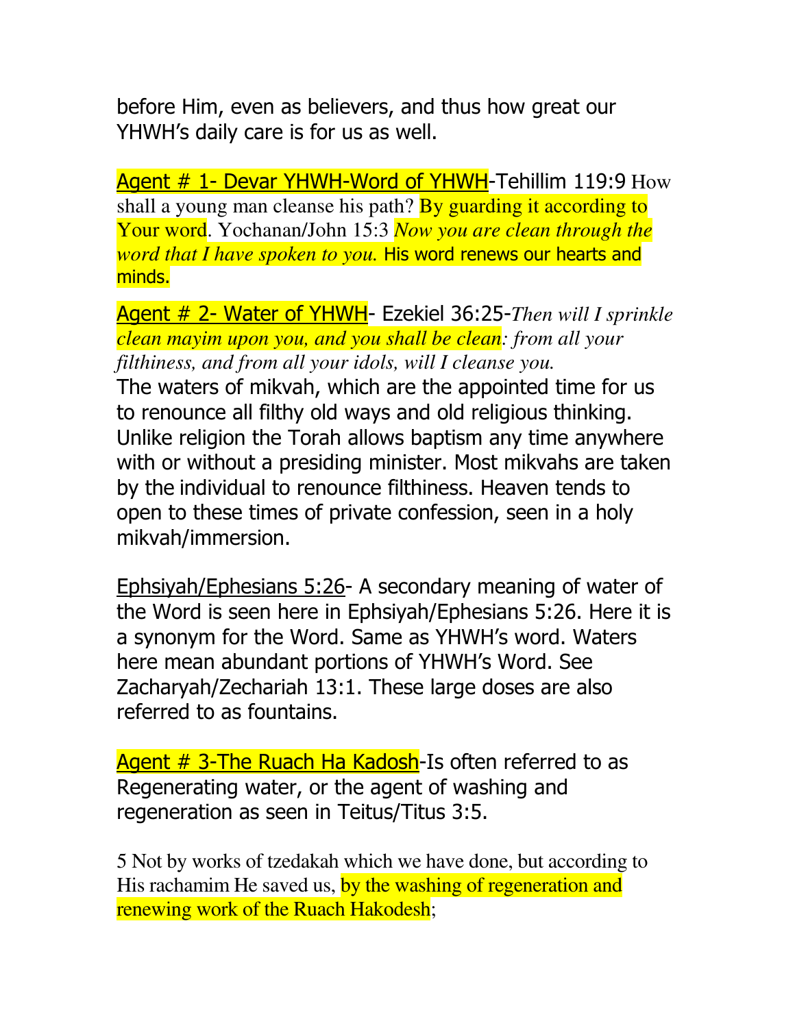before Him, even as believers, and thus how great our YHWH's daily care is for us as well.

Agent # 1- Devar YHWH-Word of YHWH-Tehillim 119:9 How shall a young man cleanse his path? By guarding it according to Your word. Yochanan/John 15:3 *Now you are clean through the word that I have spoken to you.* His word renews our hearts and minds.

Agent # 2- Water of YHWH- Ezekiel 36:25-*Then will I sprinkle clean mayim upon you, and you shall be clean: from all your filthiness, and from all your idols, will I cleanse you.*
The waters of mikvah, which are the appointed time for us to renounce all filthy old ways and old religious thinking. Unlike religion the Torah allows baptism any time anywhere with or without a presiding minister. Most mikvahs are taken by the individual to renounce filthiness. Heaven tends to open to these times of private confession, seen in a holy mikvah/immersion.

Ephsiyah/Ephesians 5:26- A secondary meaning of water of the Word is seen here in Ephsiyah/Ephesians 5:26. Here it is a synonym for the Word. Same as YHWH's word. Waters here mean abundant portions of YHWH's Word. See Zacharyah/Zechariah 13:1. These large doses are also referred to as fountains.

Agent # 3-The Ruach Ha Kadosh-Is often referred to as Regenerating water, or the agent of washing and regeneration as seen in Teitus/Titus 3:5.

5 Not by works of tzedakah which we have done, but according to His rachamim He saved us, by the washing of regeneration and renewing work of the Ruach Hakodesh;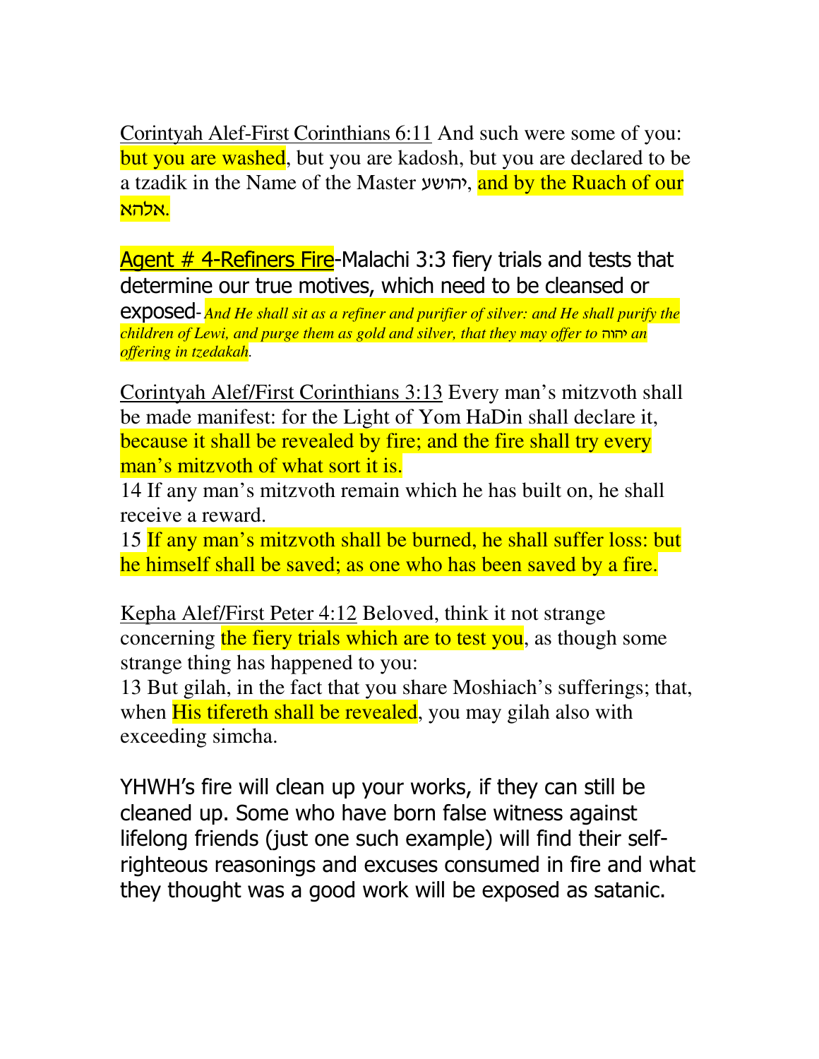Corintyah Alef-First Corinthians 6:11 And such were some of you: but you are washed, but you are kadosh, but you are declared to be a tzadik in the Name of the Master יהושע, and by the Ruach of our אלהא.

Agent # 4-Refiners Fire-Malachi 3:3 fiery trials and tests that determine our true motives, which need to be cleansed or exposed-*And He shall sit as a refiner and purifier of silver: and He shall purify the children of Lewi, and purge them as gold and silver, that they may offer to* יהוה *an offering in tzedakah.*

Corintyah Alef/First Corinthians 3:13 Every man's mitzvoth shall be made manifest: for the Light of Yom HaDin shall declare it, because it shall be revealed by fire; and the fire shall try every man's mitzvoth of what sort it is.
14 If any man's mitzvoth remain which he has built on, he shall receive a reward.
15 If any man's mitzvoth shall be burned, he shall suffer loss: but he himself shall be saved; as one who has been saved by a fire.

Kepha Alef/First Peter 4:12 Beloved, think it not strange concerning the fiery trials which are to test you, as though some strange thing has happened to you:
13 But gilah, in the fact that you share Moshiach's sufferings; that, when His tifereth shall be revealed, you may gilah also with exceeding simcha.

YHWH's fire will clean up your works, if they can still be cleaned up. Some who have born false witness against lifelong friends (just one such example) will find their self-righteous reasonings and excuses consumed in fire and what they thought was a good work will be exposed as satanic.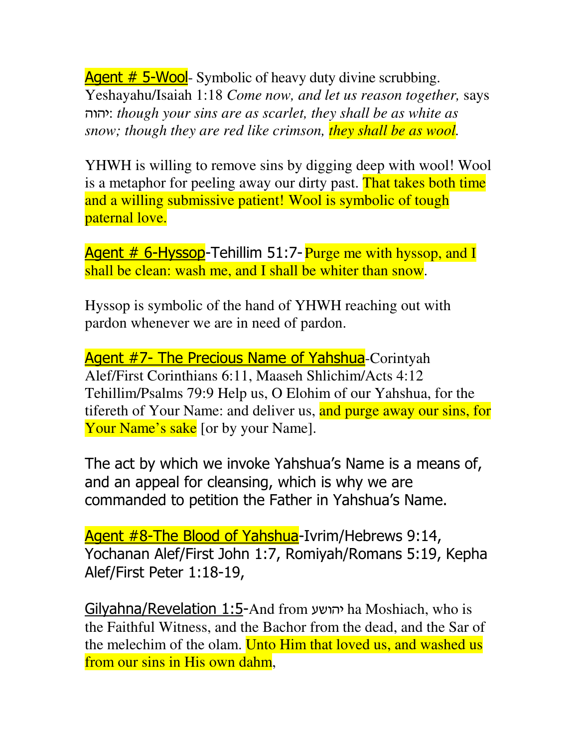Agent # 5-Wool- Symbolic of heavy duty divine scrubbing. Yeshayahu/Isaiah 1:18 *Come now, and let us reason together,* says יהוה: *though your sins are as scarlet, they shall be as white as snow; though they are red like crimson, they shall be as wool.*

YHWH is willing to remove sins by digging deep with wool! Wool is a metaphor for peeling away our dirty past. That takes both time and a willing submissive patient! Wool is symbolic of tough paternal love.

Agent # 6-Hyssop-Tehillim 51:7- Purge me with hyssop, and I shall be clean: wash me, and I shall be whiter than snow.

Hyssop is symbolic of the hand of YHWH reaching out with pardon whenever we are in need of pardon.

Agent #7- The Precious Name of Yahshua-Corintyah Alef/First Corinthians 6:11, Maaseh Shlichim/Acts 4:12 Tehillim/Psalms 79:9 Help us, O Elohim of our Yahshua, for the tifereth of Your Name: and deliver us, and purge away our sins, for Your Name's sake [or by your Name].

The act by which we invoke Yahshua's Name is a means of, and an appeal for cleansing, which is why we are commanded to petition the Father in Yahshua's Name.

Agent #8-The Blood of Yahshua-Ivrim/Hebrews 9:14, Yochanan Alef/First John 1:7, Romiyah/Romans 5:19, Kepha Alef/First Peter 1:18-19,

Gilyahna/Revelation 1:5-And from יהושע ha Moshiach, who is the Faithful Witness, and the Bachor from the dead, and the Sar of the melechim of the olam. Unto Him that loved us, and washed us from our sins in His own dahm,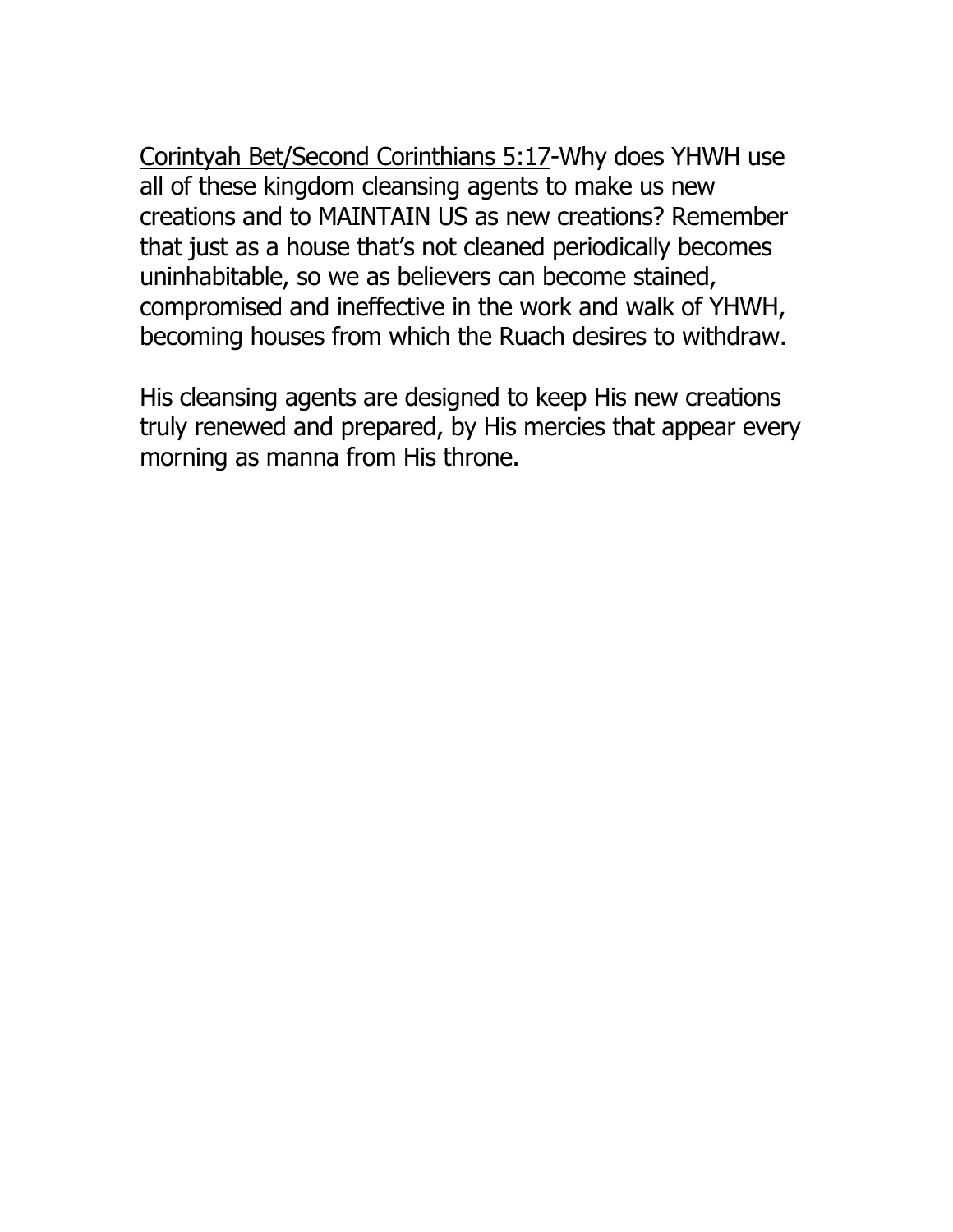<u>Corintyah Bet/Second Corinthians 5:17</u>-Why does YHWH use all of these kingdom cleansing agents to make us new creations and to MAINTAIN US as new creations? Remember that just as a house that's not cleaned periodically becomes uninhabitable, so we as believers can become stained, compromised and ineffective in the work and walk of YHWH, becoming houses from which the Ruach desires to withdraw.

His cleansing agents are designed to keep His new creations truly renewed and prepared, by His mercies that appear every morning as manna from His throne.